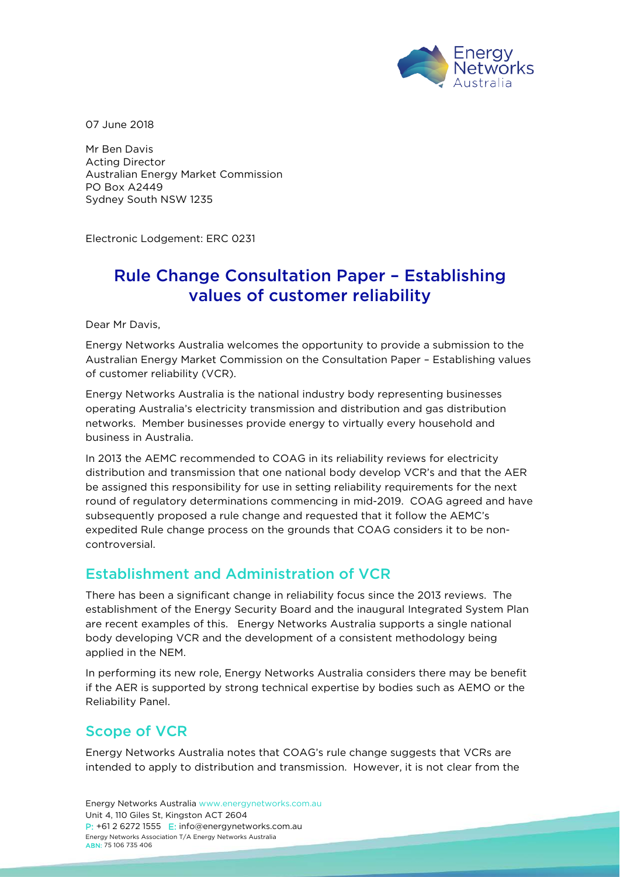07 June 2018

Mr Ben Davis
Acting Director
Australian Energy Market Commission
PO Box A2449
Sydney South NSW 1235

Electronic Lodgement: ERC 0231

# Rule Change Consultation Paper – Establishing values of customer reliability

Dear Mr Davis,

Energy Networks Australia welcomes the opportunity to provide a submission to the Australian Energy Market Commission on the Consultation Paper – Establishing values of customer reliability (VCR).

Energy Networks Australia is the national industry body representing businesses operating Australia's electricity transmission and distribution and gas distribution networks. Member businesses provide energy to virtually every household and business in Australia.

In 2013 the AEMC recommended to COAG in its reliability reviews for electricity distribution and transmission that one national body develop VCR's and that the AER be assigned this responsibility for use in setting reliability requirements for the next round of regulatory determinations commencing in mid-2019. COAG agreed and have subsequently proposed a rule change and requested that it follow the AEMC's expedited Rule change process on the grounds that COAG considers it to be non-controversial.

## Establishment and Administration of VCR

There has been a significant change in reliability focus since the 2013 reviews. The establishment of the Energy Security Board and the inaugural Integrated System Plan are recent examples of this. Energy Networks Australia supports a single national body developing VCR and the development of a consistent methodology being applied in the NEM.

In performing its new role, Energy Networks Australia considers there may be benefit if the AER is supported by strong technical expertise by bodies such as AEMO or the Reliability Panel.

## Scope of VCR

Energy Networks Australia notes that COAG's rule change suggests that VCRs are intended to apply to distribution and transmission. However, it is not clear from the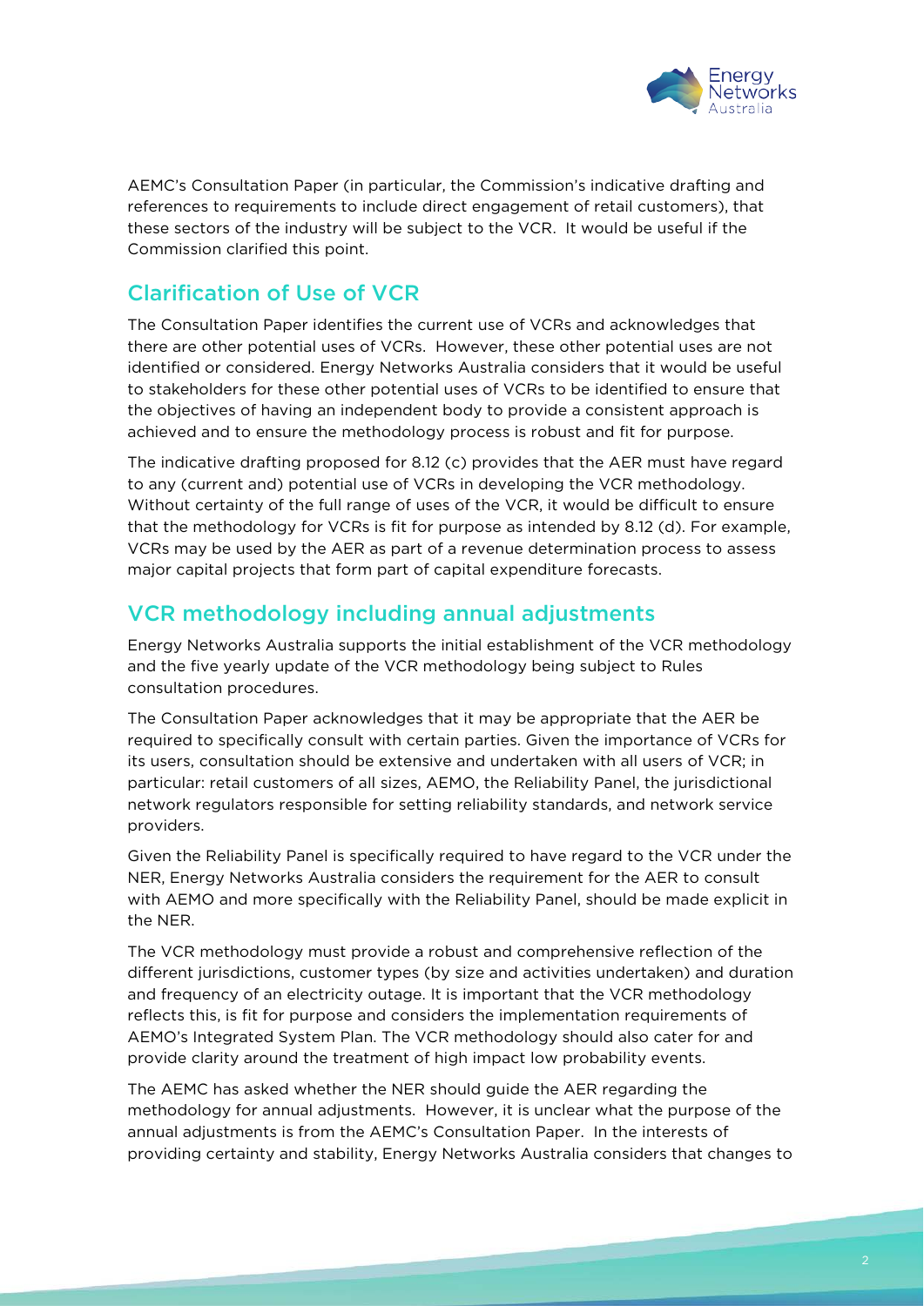AEMC's Consultation Paper (in particular, the Commission's indicative drafting and references to requirements to include direct engagement of retail customers), that these sectors of the industry will be subject to the VCR. It would be useful if the Commission clarified this point.

## Clarification of Use of VCR

The Consultation Paper identifies the current use of VCRs and acknowledges that there are other potential uses of VCRs. However, these other potential uses are not identified or considered. Energy Networks Australia considers that it would be useful to stakeholders for these other potential uses of VCRs to be identified to ensure that the objectives of having an independent body to provide a consistent approach is achieved and to ensure the methodology process is robust and fit for purpose.

The indicative drafting proposed for 8.12 (c) provides that the AER must have regard to any (current and) potential use of VCRs in developing the VCR methodology. Without certainty of the full range of uses of the VCR, it would be difficult to ensure that the methodology for VCRs is fit for purpose as intended by 8.12 (d). For example, VCRs may be used by the AER as part of a revenue determination process to assess major capital projects that form part of capital expenditure forecasts.

## VCR methodology including annual adjustments

Energy Networks Australia supports the initial establishment of the VCR methodology and the five yearly update of the VCR methodology being subject to Rules consultation procedures.

The Consultation Paper acknowledges that it may be appropriate that the AER be required to specifically consult with certain parties. Given the importance of VCRs for its users, consultation should be extensive and undertaken with all users of VCR; in particular: retail customers of all sizes, AEMO, the Reliability Panel, the jurisdictional network regulators responsible for setting reliability standards, and network service providers.

Given the Reliability Panel is specifically required to have regard to the VCR under the NER, Energy Networks Australia considers the requirement for the AER to consult with AEMO and more specifically with the Reliability Panel, should be made explicit in the NER.

The VCR methodology must provide a robust and comprehensive reflection of the different jurisdictions, customer types (by size and activities undertaken) and duration and frequency of an electricity outage. It is important that the VCR methodology reflects this, is fit for purpose and considers the implementation requirements of AEMO's Integrated System Plan. The VCR methodology should also cater for and provide clarity around the treatment of high impact low probability events.

The AEMC has asked whether the NER should guide the AER regarding the methodology for annual adjustments. However, it is unclear what the purpose of the annual adjustments is from the AEMC's Consultation Paper. In the interests of providing certainty and stability, Energy Networks Australia considers that changes to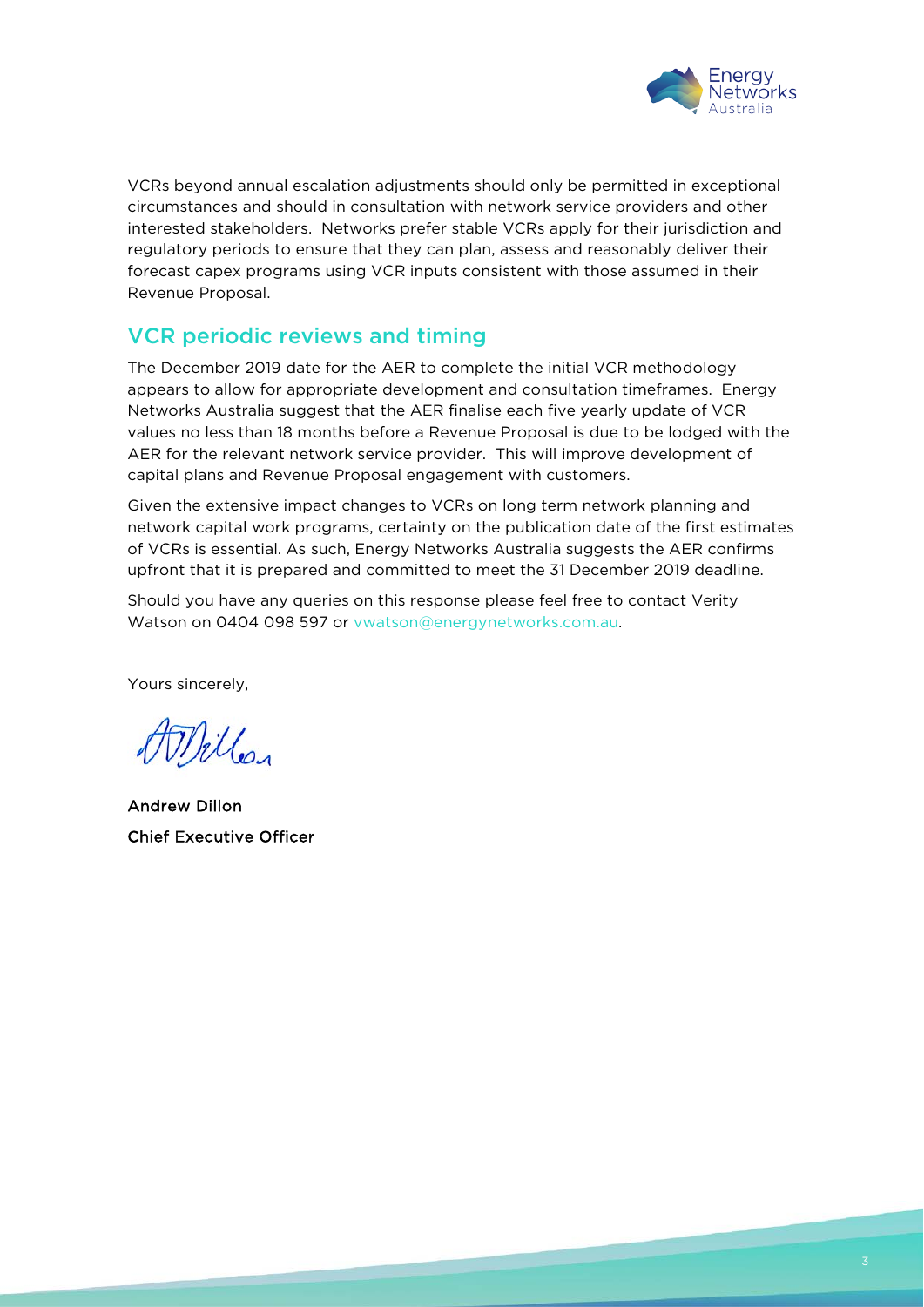VCRs beyond annual escalation adjustments should only be permitted in exceptional circumstances and should in consultation with network service providers and other interested stakeholders. Networks prefer stable VCRs apply for their jurisdiction and regulatory periods to ensure that they can plan, assess and reasonably deliver their forecast capex programs using VCR inputs consistent with those assumed in their Revenue Proposal.

## VCR periodic reviews and timing

The December 2019 date for the AER to complete the initial VCR methodology appears to allow for appropriate development and consultation timeframes. Energy Networks Australia suggest that the AER finalise each five yearly update of VCR values no less than 18 months before a Revenue Proposal is due to be lodged with the AER for the relevant network service provider. This will improve development of capital plans and Revenue Proposal engagement with customers.

Given the extensive impact changes to VCRs on long term network planning and network capital work programs, certainty on the publication date of the first estimates of VCRs is essential. As such, Energy Networks Australia suggests the AER confirms upfront that it is prepared and committed to meet the 31 December 2019 deadline.

Should you have any queries on this response please feel free to contact Verity Watson on 0404 098 597 or vwatson@energynetworks.com.au.

Yours sincerely,

**Andrew Dillon**
**Chief Executive Officer**